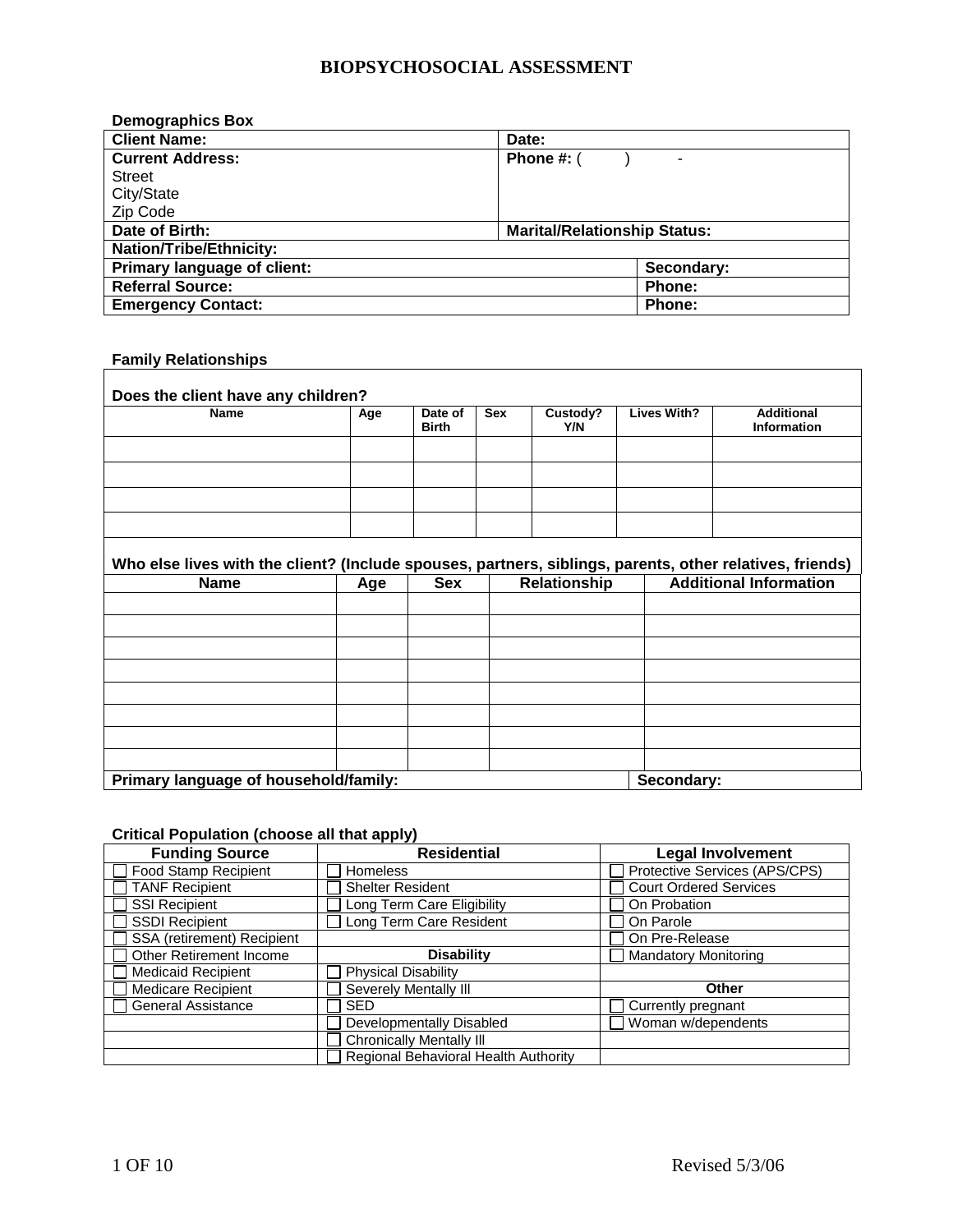# BIOPSYCHOSOCIAL ASSESSMENT

**Demographics Box**

| **Client Name:** | **Date:** | |
|---|---|---|
| **Current Address:**<br>Street<br>City/State<br>Zip Code | **Phone #:** ( ) - | |
| **Date of Birth:** | **Marital/Relationship Status:** | |
| **Nation/Tribe/Ethnicity:** | | |
| **Primary language of client:** | | **Secondary:** |
| **Referral Source:** | | **Phone:** |
| **Emergency Contact:** | | **Phone:** |

**Family Relationships**

**Does the client have any children?**

| Name | Age | Date of Birth | Sex | Custody? Y/N | Lives With? | Additional Information |
|---|---|---|---|---|---|---|
| | | | | | | |
| | | | | | | |
| | | | | | | |
| | | | | | | |

**Who else lives with the client? (Include spouses, partners, siblings, parents, other relatives, friends)**

| Name | Age | Sex | Relationship | Additional Information |
|---|---|---|---|---|
| | | | | |
| | | | | |
| | | | | |
| | | | | |
| | | | | |
| | | | | |
| | | | | |
| | | | | |

| **Primary language of household/family:** | **Secondary:** |
|---|---|

**Critical Population (choose all that apply)**

| Funding Source | Residential | Legal Involvement |
|---|---|---|
| ☐ Food Stamp Recipient | ☐ Homeless | ☐ Protective Services (APS/CPS) |
| ☐ TANF Recipient | ☐ Shelter Resident | ☐ Court Ordered Services |
| ☐ SSI Recipient | ☐ Long Term Care Eligibility | ☐ On Probation |
| ☐ SSDI Recipient | ☐ Long Term Care Resident | ☐ On Parole |
| ☐ SSA (retirement) Recipient | | ☐ On Pre-Release |
| ☐ Other Retirement Income | **Disability** | ☐ Mandatory Monitoring |
| ☐ Medicaid Recipient | ☐ Physical Disability | |
| ☐ Medicare Recipient | ☐ Severely Mentally Ill | **Other** |
| ☐ General Assistance | ☐ SED | ☐ Currently pregnant |
| | ☐ Developmentally Disabled | ☐ Woman w/dependents |
| | ☐ Chronically Mentally Ill | |
| | ☐ Regional Behavioral Health Authority | |

Revised 5/3/06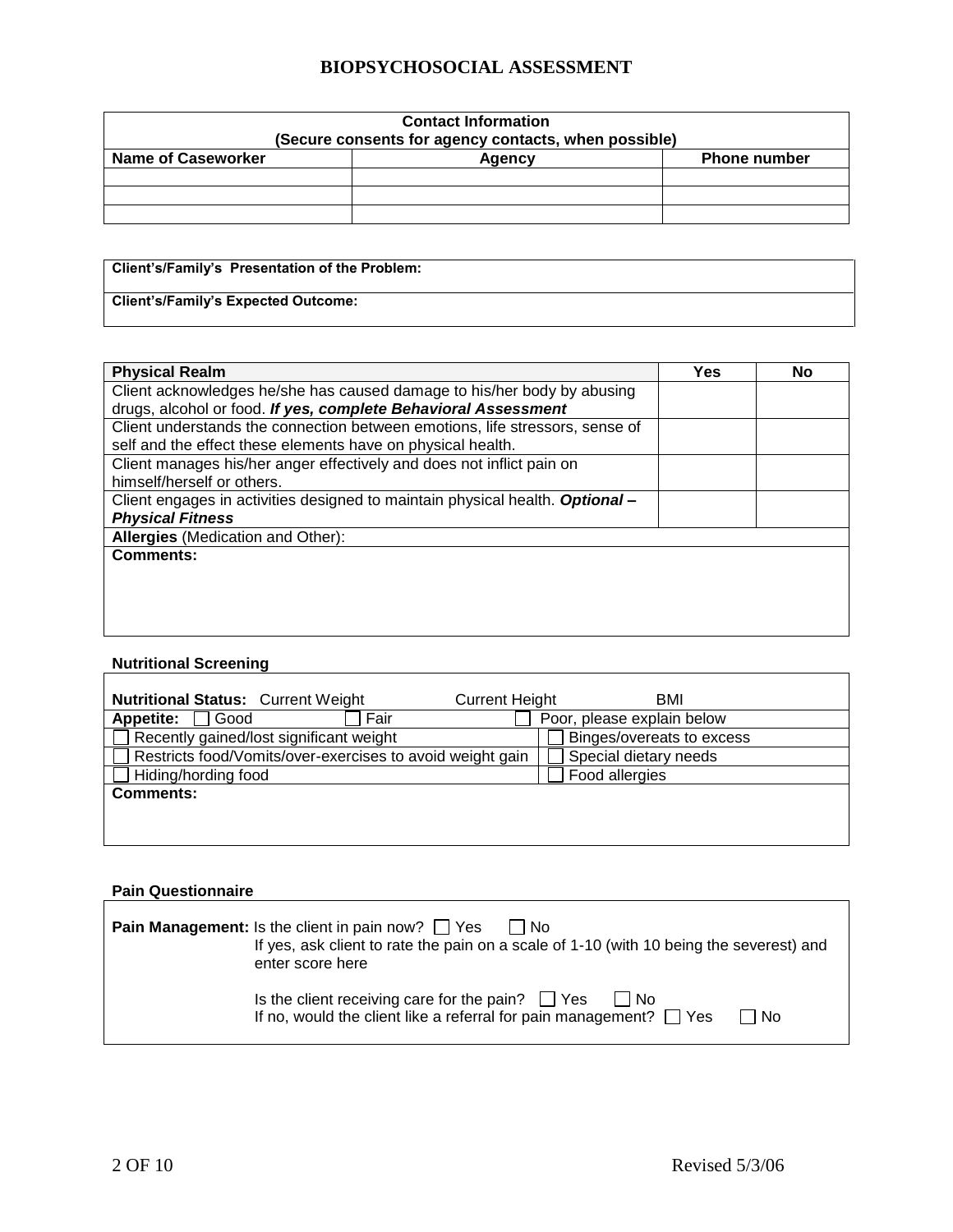# BIOPSYCHOSOCIAL ASSESSMENT

| Contact Information<br>(Secure consents for agency contacts, when possible) | | |
|---|---|---|
| **Name of Caseworker** | **Agency** | **Phone number** |
| | | |
| | | |
| | | |

| **Client's/Family's Presentation of the Problem:** |
|---|
| **Client's/Family's Expected Outcome:** |

| **Physical Realm** | **Yes** | **No** |
|---|---|---|
| Client acknowledges he/she has caused damage to his/her body by abusing drugs, alcohol or food. ***If yes, complete Behavioral Assessment*** | | |
| Client understands the connection between emotions, life stressors, sense of self and the effect these elements have on physical health. | | |
| Client manages his/her anger effectively and does not inflict pain on himself/herself or others. | | |
| Client engages in activities designed to maintain physical health. ***Optional – Physical Fitness*** | | |
| **Allergies** (Medication and Other): | | |
| **Comments:** | | |

### Nutritional Screening

| **Nutritional Status:** Current Weight &nbsp;&nbsp;&nbsp; Current Height &nbsp;&nbsp;&nbsp; BMI | |
|---|---|
| **Appetite:** ☐ Good &nbsp;&nbsp; ☐ Fair &nbsp;&nbsp; ☐ Poor, please explain below | |
| ☐ Recently gained/lost significant weight | ☐ Binges/overeats to excess |
| ☐ Restricts food/Vomits/over-exercises to avoid weight gain | ☐ Special dietary needs |
| ☐ Hiding/hording food | ☐ Food allergies |
| **Comments:** | |

### Pain Questionnaire

**Pain Management:** Is the client in pain now? ☐ Yes ☐ No
If yes, ask client to rate the pain on a scale of 1-10 (with 10 being the severest) and enter score here

Is the client receiving care for the pain? ☐ Yes ☐ No
If no, would the client like a referral for pain management? ☐ Yes ☐ No

Revised 5/3/06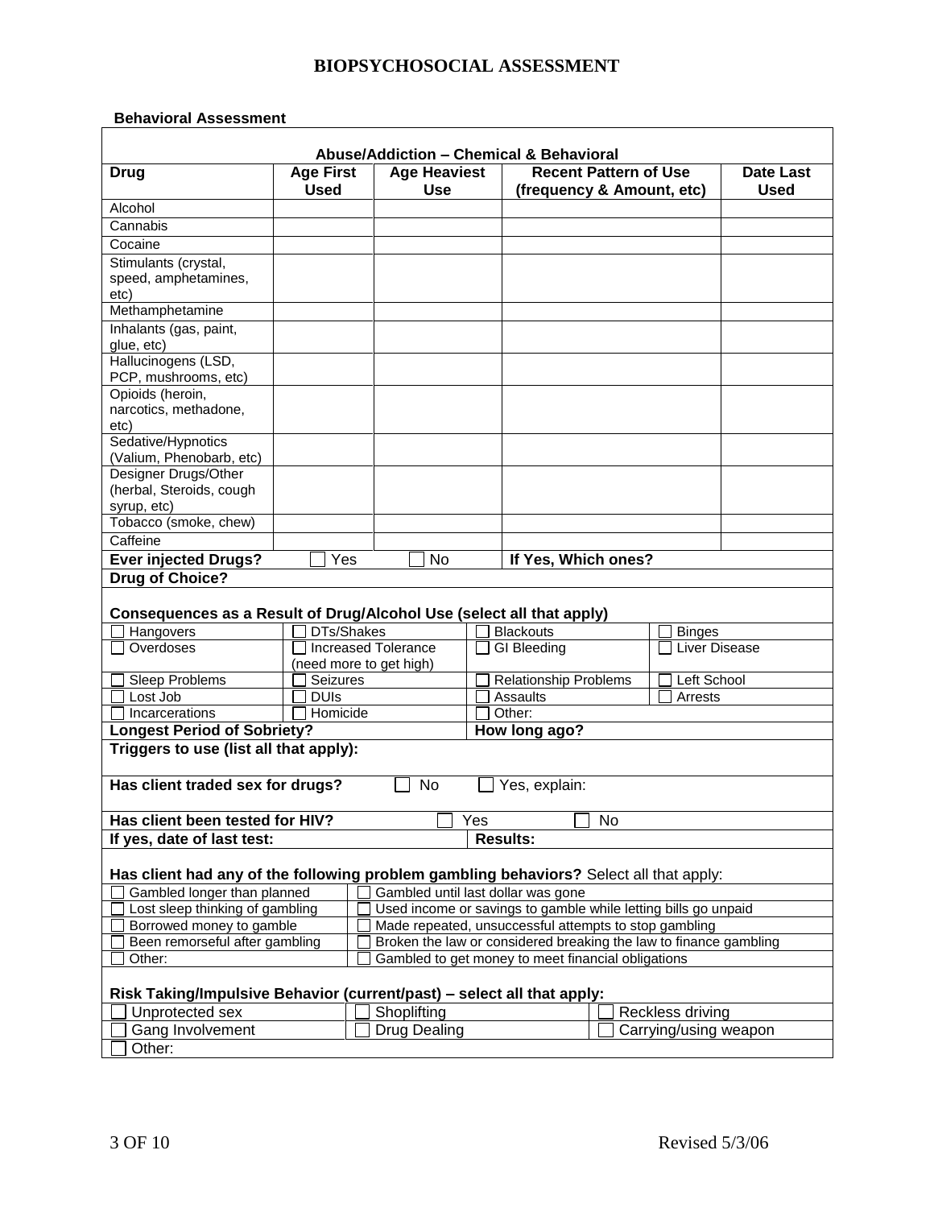# BIOPSYCHOSOCIAL ASSESSMENT

**Behavioral Assessment**

**Abuse/Addiction – Chemical & Behavioral**

| Drug | Age First Used | Age Heaviest Use | Recent Pattern of Use (frequency & Amount, etc) | Date Last Used |
|---|---|---|---|---|
| Alcohol | | | | |
| Cannabis | | | | |
| Cocaine | | | | |
| Stimulants (crystal, speed, amphetamines, etc) | | | | |
| Methamphetamine | | | | |
| Inhalants (gas, paint, glue, etc) | | | | |
| Hallucinogens (LSD, PCP, mushrooms, etc) | | | | |
| Opioids (heroin, narcotics, methadone, etc) | | | | |
| Sedative/Hypnotics (Valium, Phenobarb, etc) | | | | |
| Designer Drugs/Other (herbal, Steroids, cough syrup, etc) | | | | |
| Tobacco (smoke, chew) | | | | |
| Caffeine | | | | |

**Ever injected Drugs?** ☐ Yes ☐ No **If Yes, Which ones?**

**Drug of Choice?**

**Consequences as a Result of Drug/Alcohol Use (select all that apply)**

| | | | |
|---|---|---|---|
| ☐ Hangovers | ☐ DTs/Shakes | ☐ Blackouts | ☐ Binges |
| ☐ Overdoses | ☐ Increased Tolerance (need more to get high) | ☐ GI Bleeding | ☐ Liver Disease |
| ☐ Sleep Problems | ☐ Seizures | ☐ Relationship Problems | ☐ Left School |
| ☐ Lost Job | ☐ DUIs | ☐ Assaults | ☐ Arrests |
| ☐ Incarcerations | ☐ Homicide | ☐ Other: | |

**Longest Period of Sobriety?** **How long ago?**

**Triggers to use (list all that apply):**

**Has client traded sex for drugs?** ☐ No ☐ Yes, explain:

**Has client been tested for HIV?** ☐ Yes ☐ No

**If yes, date of last test:** **Results:**

**Has client had any of the following problem gambling behaviors?** Select all that apply:

| | |
|---|---|
| ☐ Gambled longer than planned | ☐ Gambled until last dollar was gone |
| ☐ Lost sleep thinking of gambling | ☐ Used income or savings to gamble while letting bills go unpaid |
| ☐ Borrowed money to gamble | ☐ Made repeated, unsuccessful attempts to stop gambling |
| ☐ Been remorseful after gambling | ☐ Broken the law or considered breaking the law to finance gambling |
| ☐ Other: | ☐ Gambled to get money to meet financial obligations |

**Risk Taking/Impulsive Behavior (current/past) – select all that apply:**

| | | |
|---|---|---|
| ☐ Unprotected sex | ☐ Shoplifting | ☐ Reckless driving |
| ☐ Gang Involvement | ☐ Drug Dealing | ☐ Carrying/using weapon |
| ☐ Other: | | |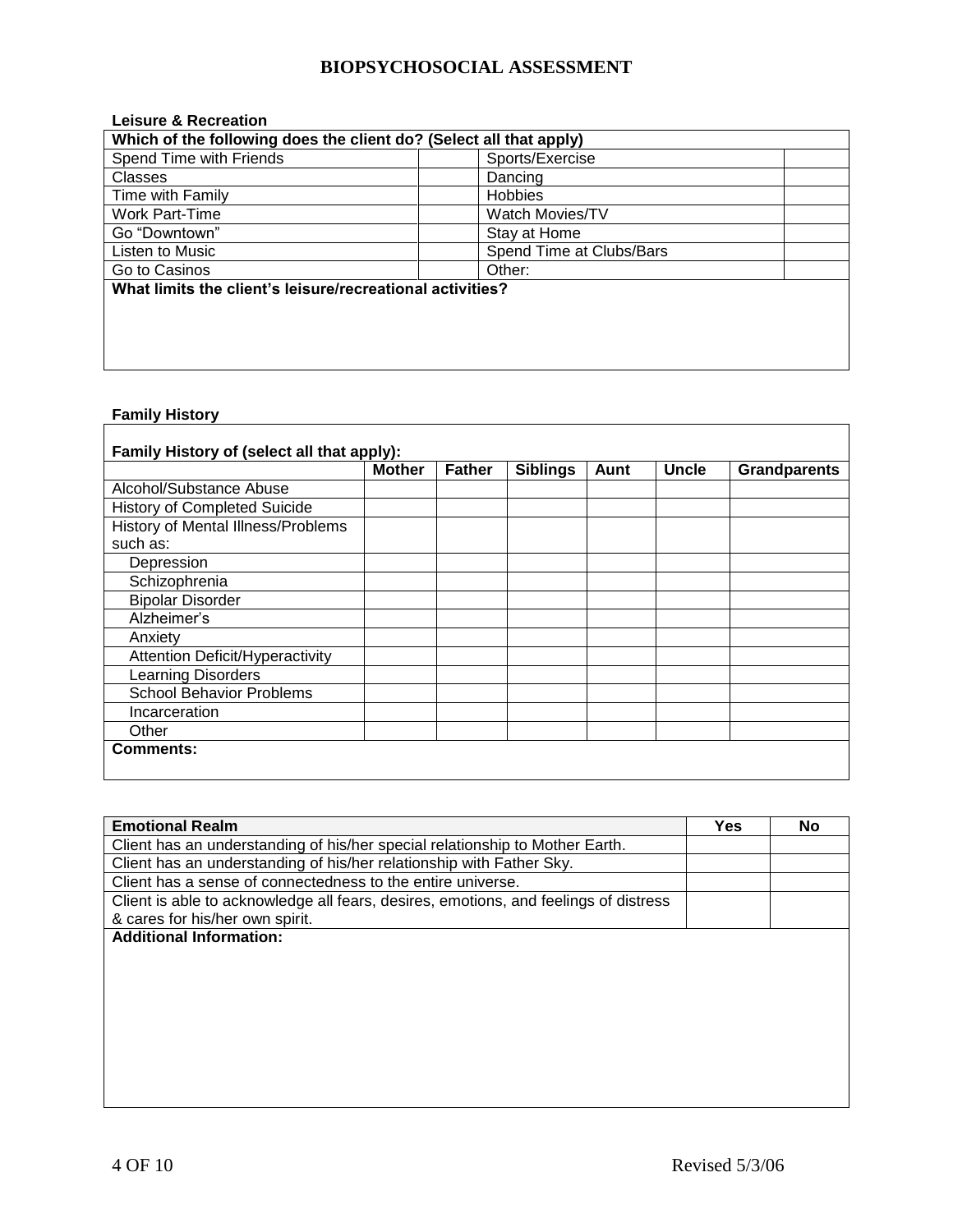# BIOPSYCHOSOCIAL ASSESSMENT

**Leisure & Recreation**

| Which of the following does the client do? (Select all that apply) | | | |
|---|---|---|---|
| Spend Time with Friends | | Sports/Exercise | |
| Classes | | Dancing | |
| Time with Family | | Hobbies | |
| Work Part-Time | | Watch Movies/TV | |
| Go "Downtown" | | Stay at Home | |
| Listen to Music | | Spend Time at Clubs/Bars | |
| Go to Casinos | | Other: | |

**What limits the client's leisure/recreational activities?**

**Family History**

**Family History of (select all that apply):**

| | Mother | Father | Siblings | Aunt | Uncle | Grandparents |
|---|---|---|---|---|---|---|
| Alcohol/Substance Abuse | | | | | | |
| History of Completed Suicide | | | | | | |
| History of Mental Illness/Problems such as: | | | | | | |
| Depression | | | | | | |
| Schizophrenia | | | | | | |
| Bipolar Disorder | | | | | | |
| Alzheimer's | | | | | | |
| Anxiety | | | | | | |
| Attention Deficit/Hyperactivity | | | | | | |
| Learning Disorders | | | | | | |
| School Behavior Problems | | | | | | |
| Incarceration | | | | | | |
| Other | | | | | | |

**Comments:**

| Emotional Realm | Yes | No |
|---|---|---|
| Client has an understanding of his/her special relationship to Mother Earth. | | |
| Client has an understanding of his/her relationship with Father Sky. | | |
| Client has a sense of connectedness to the entire universe. | | |
| Client is able to acknowledge all fears, desires, emotions, and feelings of distress & cares for his/her own spirit. | | |

**Additional Information:**

Revised 5/3/06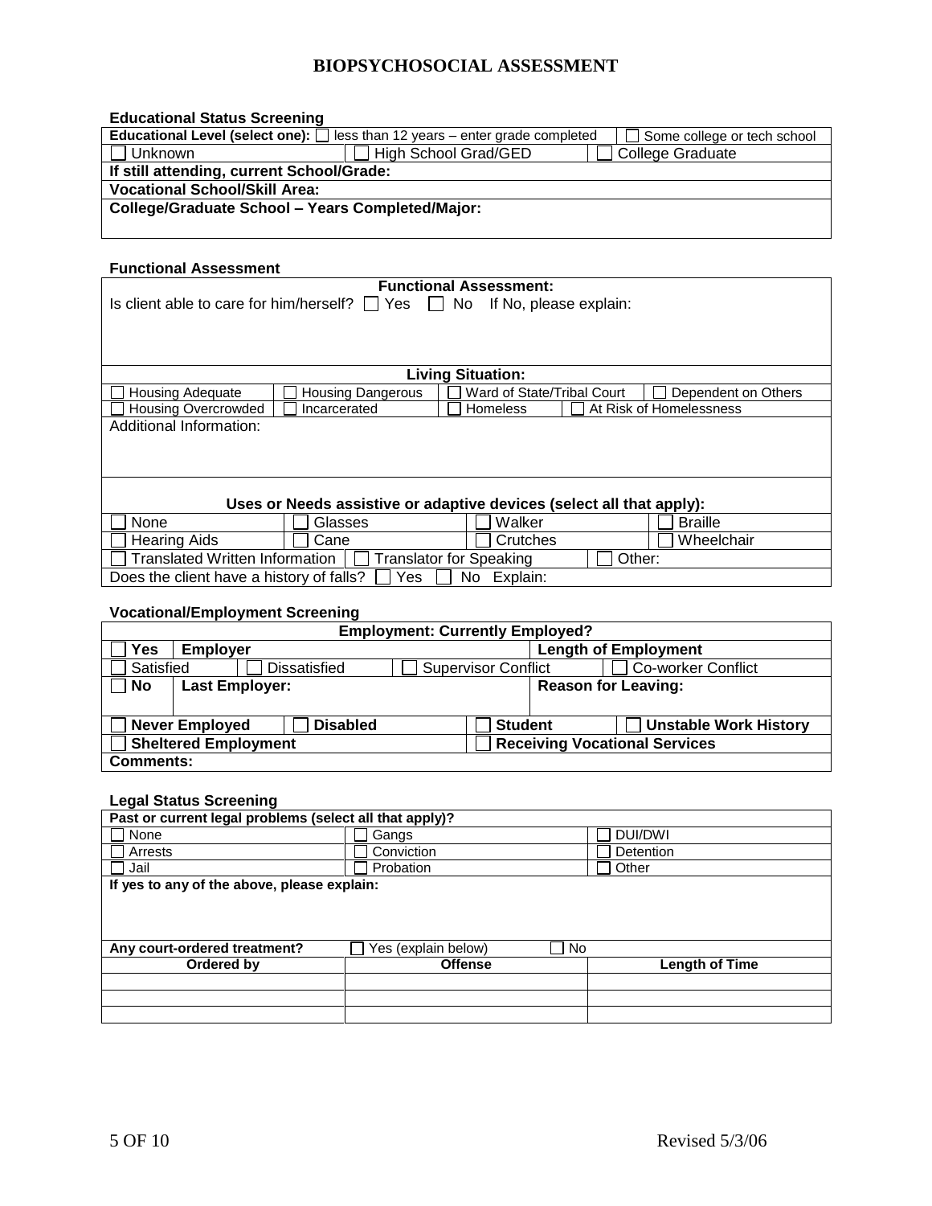# BIOPSYCHOSOCIAL ASSESSMENT

### Educational Status Screening

| **Educational Level (select one):** ☐ less than 12 years – enter grade completed | | ☐ Some college or tech school |
|---|---|---|
| ☐ Unknown | ☐ High School Grad/GED | ☐ College Graduate |
| **If still attending, current School/Grade:** | | |
| **Vocational School/Skill Area:** | | |
| **College/Graduate School – Years Completed/Major:** | | |

### Functional Assessment

| **Functional Assessment:** | | | |
|---|---|---|---|
| Is client able to care for him/herself? ☐ Yes ☐ No If No, please explain: | | | |
| **Living Situation:** | | | |
| ☐ Housing Adequate | ☐ Housing Dangerous | ☐ Ward of State/Tribal Court | ☐ Dependent on Others |
| ☐ Housing Overcrowded | ☐ Incarcerated | ☐ Homeless | ☐ At Risk of Homelessness |
| Additional Information: | | | |
| **Uses or Needs assistive or adaptive devices (select all that apply):** | | | |
| ☐ None | ☐ Glasses | ☐ Walker | ☐ Braille |
| ☐ Hearing Aids | ☐ Cane | ☐ Crutches | ☐ Wheelchair |
| ☐ Translated Written Information | ☐ Translator for Speaking | ☐ Other: | |
| Does the client have a history of falls? ☐ Yes ☐ No Explain: | | | |

### Vocational/Employment Screening

| **Employment: Currently Employed?** | | | |
|---|---|---|---|
| ☐ **Yes** **Employer** | | **Length of Employment** | |
| ☐ Satisfied | ☐ Dissatisfied | ☐ Supervisor Conflict | ☐ Co-worker Conflict |
| ☐ **No** **Last Employer:** | | **Reason for Leaving:** | |
| ☐ **Never Employed** | ☐ **Disabled** | ☐ **Student** | ☐ **Unstable Work History** |
| ☐ **Sheltered Employment** | | ☐ **Receiving Vocational Services** | |
| **Comments:** | | | |

### Legal Status Screening

| **Past or current legal problems (select all that apply)?** | | |
|---|---|---|
| ☐ None | ☐ Gangs | ☐ DUI/DWI |
| ☐ Arrests | ☐ Conviction | ☐ Detention |
| ☐ Jail | ☐ Probation | ☐ Other |
| **If yes to any of the above, please explain:** | | |
| **Any court-ordered treatment?** | ☐ Yes (explain below) ☐ No | |
| **Ordered by** | **Offense** | **Length of Time** |
| | | |
| | | |
| | | |

Revised 5/3/06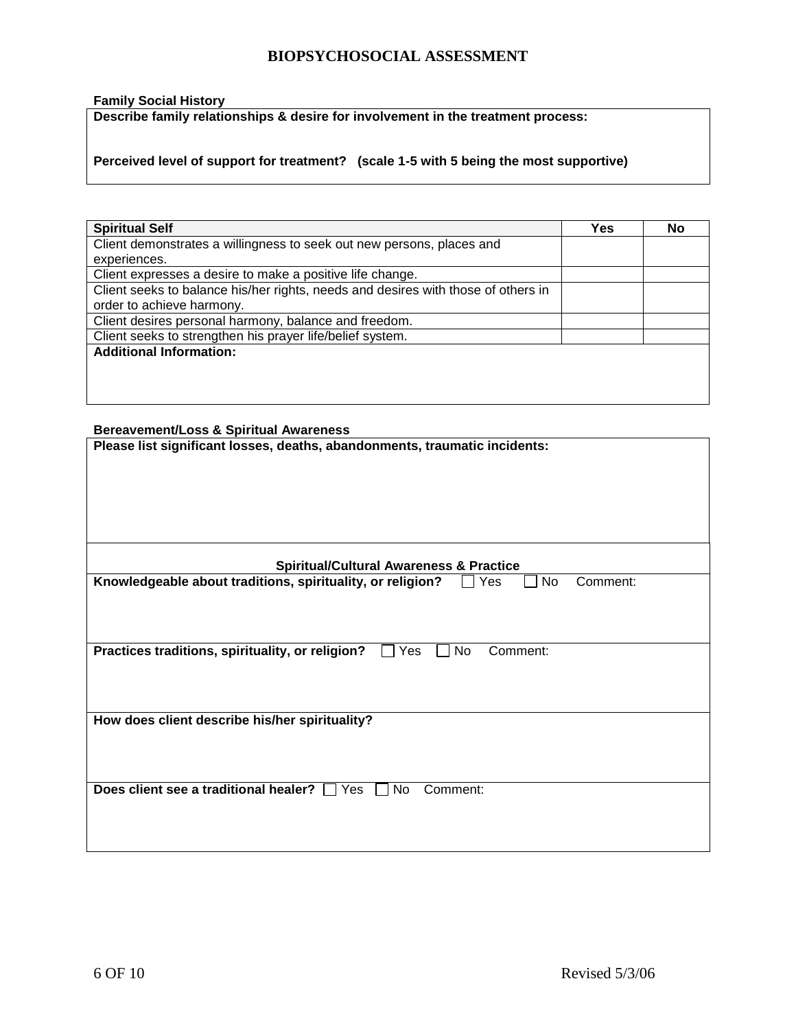# BIOPSYCHOSOCIAL ASSESSMENT

**Family Social History**

**Describe family relationships & desire for involvement in the treatment process:**

**Perceived level of support for treatment? (scale 1-5 with 5 being the most supportive)**

| Spiritual Self | Yes | No |
|---|---|---|
| Client demonstrates a willingness to seek out new persons, places and experiences. | | |
| Client expresses a desire to make a positive life change. | | |
| Client seeks to balance his/her rights, needs and desires with those of others in order to achieve harmony. | | |
| Client desires personal harmony, balance and freedom. | | |
| Client seeks to strengthen his prayer life/belief system. | | |
| **Additional Information:** | | |

**Bereavement/Loss & Spiritual Awareness**

**Please list significant losses, deaths, abandonments, traumatic incidents:**

**Spiritual/Cultural Awareness & Practice**

**Knowledgeable about traditions, spirituality, or religion?** ☐ Yes ☐ No Comment:

**Practices traditions, spirituality, or religion?** ☐ Yes ☐ No Comment:

**How does client describe his/her spirituality?**

**Does client see a traditional healer?** ☐ Yes ☐ No Comment: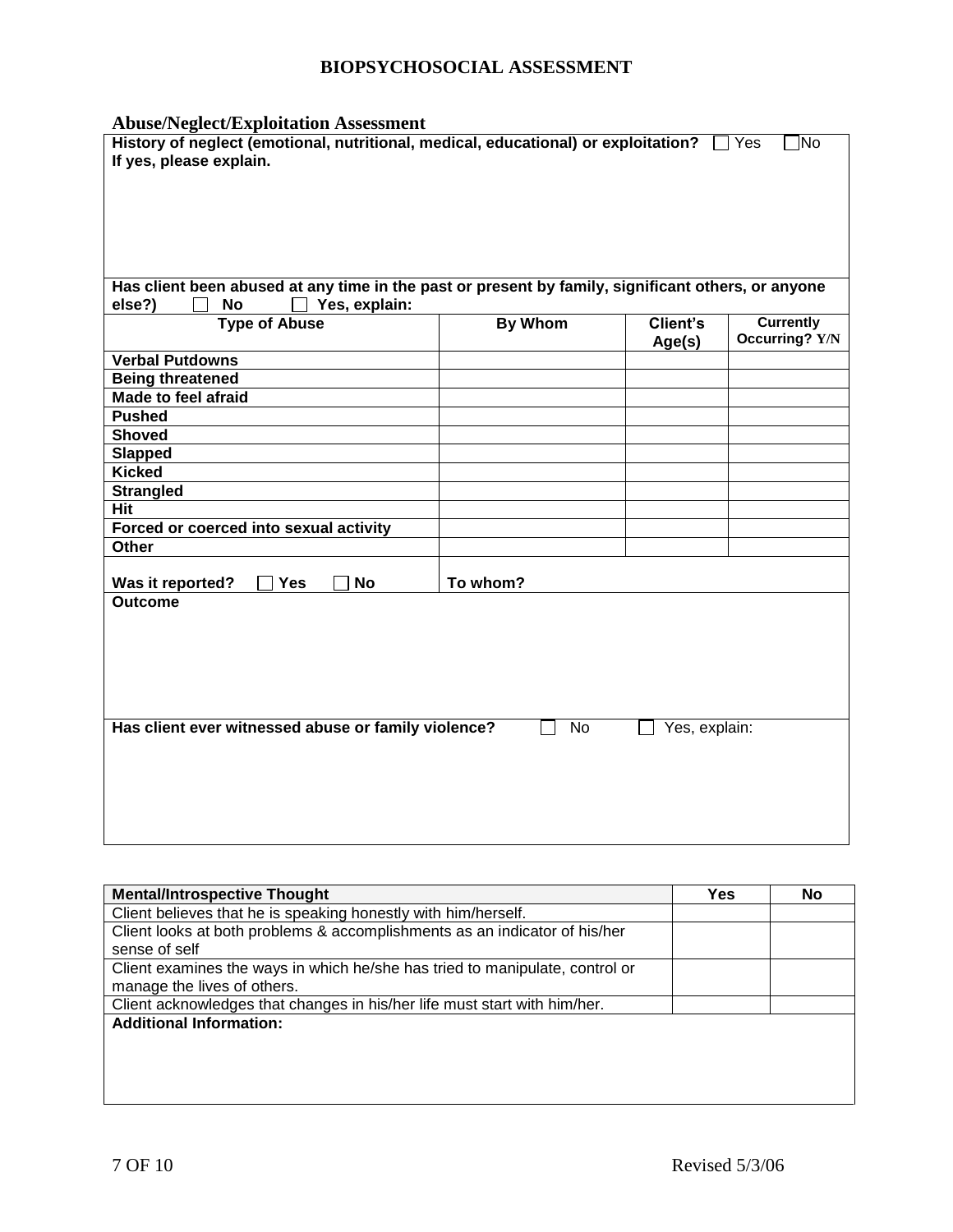# BIOPSYCHOSOCIAL ASSESSMENT

## Abuse/Neglect/Exploitation Assessment

**History of neglect (emotional, nutritional, medical, educational) or exploitation?** ☐ Yes ☐ No
**If yes, please explain.**

**Has client been abused at any time in the past or present by family, significant others, or anyone else?)** ☐ **No** ☐ **Yes, explain:**

| Type of Abuse | By Whom | Client's Age(s) | Currently Occurring? Y/N |
|---|---|---|---|
| **Verbal Putdowns** | | | |
| **Being threatened** | | | |
| **Made to feel afraid** | | | |
| **Pushed** | | | |
| **Shoved** | | | |
| **Slapped** | | | |
| **Kicked** | | | |
| **Strangled** | | | |
| **Hit** | | | |
| **Forced or coerced into sexual activity** | | | |
| **Other** | | | |

**Was it reported?** ☐ **Yes** ☐ **No** **To whom?**

**Outcome**

**Has client ever witnessed abuse or family violence?** ☐ No ☐ Yes, explain:

| Mental/Introspective Thought | Yes | No |
|---|---|---|
| Client believes that he is speaking honestly with him/herself. | | |
| Client looks at both problems & accomplishments as an indicator of his/her sense of self | | |
| Client examines the ways in which he/she has tried to manipulate, control or manage the lives of others. | | |
| Client acknowledges that changes in his/her life must start with him/her. | | |

**Additional Information:**

Revised 5/3/06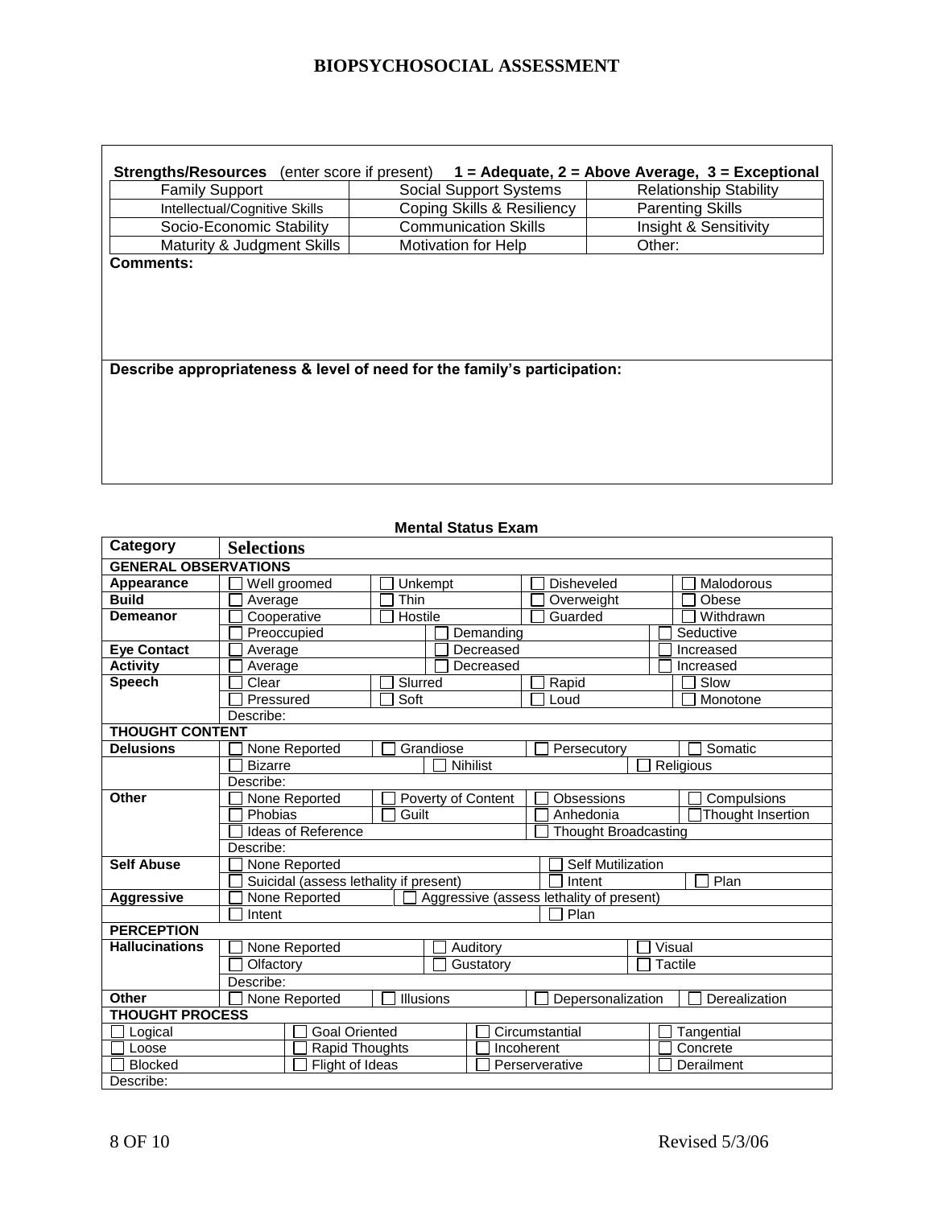# BIOPSYCHOSOCIAL ASSESSMENT

**Strengths/Resources** (enter score if present) **1 = Adequate, 2 = Above Average, 3 = Exceptional**

| | | |
|---|---|---|
| Family Support | Social Support Systems | Relationship Stability |
| Intellectual/Cognitive Skills | Coping Skills & Resiliency | Parenting Skills |
| Socio-Economic Stability | Communication Skills | Insight & Sensitivity |
| Maturity & Judgment Skills | Motivation for Help | Other: |

**Comments:**

**Describe appropriateness & level of need for the family's participation:**

**Mental Status Exam**

| Category | Selections | | | |
|---|---|---|---|---|
| **GENERAL OBSERVATIONS** | | | | |
| **Appearance** | ☐ Well groomed | ☐ Unkempt | ☐ Disheveled | ☐ Malodorous |
| **Build** | ☐ Average | ☐ Thin | ☐ Overweight | ☐ Obese |
| **Demeanor** | ☐ Cooperative | ☐ Hostile | ☐ Guarded | ☐ Withdrawn |
| | ☐ Preoccupied | ☐ Demanding | | ☐ Seductive |
| **Eye Contact** | ☐ Average | ☐ Decreased | | ☐ Increased |
| **Activity** | ☐ Average | ☐ Decreased | | ☐ Increased |
| **Speech** | ☐ Clear | ☐ Slurred | ☐ Rapid | ☐ Slow |
| | ☐ Pressured | ☐ Soft | ☐ Loud | ☐ Monotone |
| | Describe: | | | |
| **THOUGHT CONTENT** | | | | |
| **Delusions** | ☐ None Reported | ☐ Grandiose | ☐ Persecutory | ☐ Somatic |
| | ☐ Bizarre | ☐ Nihilist | | ☐ Religious |
| | Describe: | | | |
| **Other** | ☐ None Reported | ☐ Poverty of Content | ☐ Obsessions | ☐ Compulsions |
| | ☐ Phobias | ☐ Guilt | ☐ Anhedonia | ☐ Thought Insertion |
| | ☐ Ideas of Reference | | ☐ Thought Broadcasting | |
| | Describe: | | | |
| **Self Abuse** | ☐ None Reported | | ☐ Self Mutilization | |
| | ☐ Suicidal (assess lethality if present) | | ☐ Intent | ☐ Plan |
| **Aggressive** | ☐ None Reported | ☐ Aggressive (assess lethality of present) | | |
| | ☐ Intent | | ☐ Plan | |
| **PERCEPTION** | | | | |
| **Hallucinations** | ☐ None Reported | ☐ Auditory | | ☐ Visual |
| | ☐ Olfactory | ☐ Gustatory | | ☐ Tactile |
| | Describe: | | | |
| **Other** | ☐ None Reported | ☐ Illusions | ☐ Depersonalization | ☐ Derealization |

| THOUGHT PROCESS | | | |
|---|---|---|---|
| ☐ Logical | ☐ Goal Oriented | ☐ Circumstantial | ☐ Tangential |
| ☐ Loose | ☐ Rapid Thoughts | ☐ Incoherent | ☐ Concrete |
| ☐ Blocked | ☐ Flight of Ideas | ☐ Perserverative | ☐ Derailment |
| Describe: | | | |

Revised 5/3/06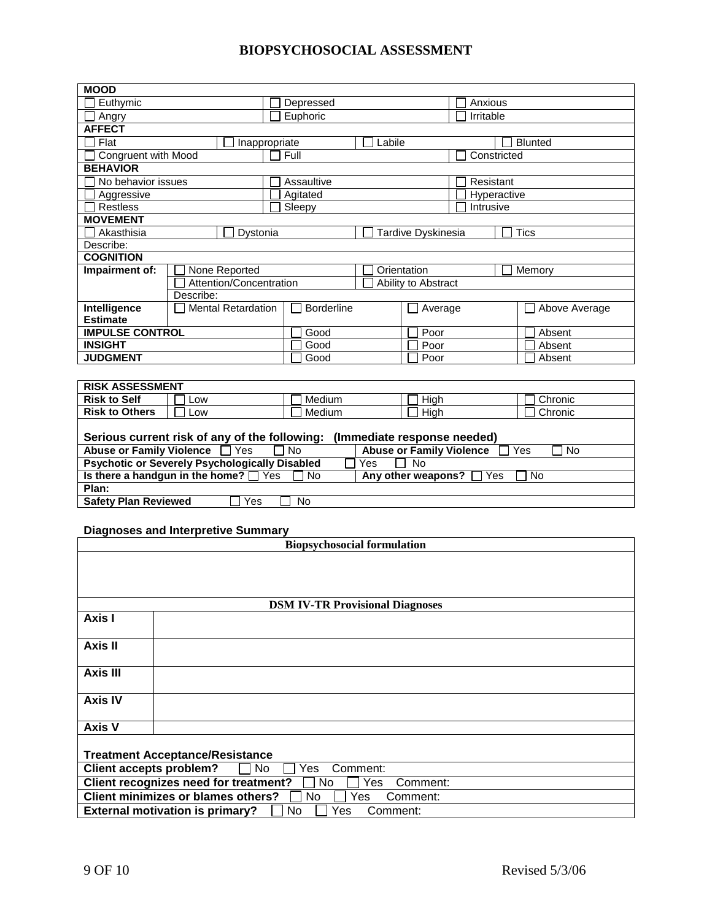# BIOPSYCHOSOCIAL ASSESSMENT

| **MOOD** | | |
|---|---|---|
| ☐ Euthymic | ☐ Depressed | ☐ Anxious |
| ☐ Angry | ☐ Euphoric | ☐ Irritable |

| **AFFECT** | | | |
|---|---|---|---|
| ☐ Flat | ☐ Inappropriate | ☐ Labile | ☐ Blunted |
| ☐ Congruent with Mood | ☐ Full | | ☐ Constricted |

| **BEHAVIOR** | | |
|---|---|---|
| ☐ No behavior issues | ☐ Assaultive | ☐ Resistant |
| ☐ Aggressive | ☐ Agitated | ☐ Hyperactive |
| ☐ Restless | ☐ Sleepy | ☐ Intrusive |

| **MOVEMENT** | | | |
|---|---|---|---|
| ☐ Akasthisia | ☐ Dystonia | ☐ Tardive Dyskinesia | ☐ Tics |
| Describe: | | | |

| **COGNITION** | | | | |
|---|---|---|---|---|
| **Impairment of:** | ☐ None Reported | | ☐ Orientation | ☐ Memory |
| | ☐ Attention/Concentration | | ☐ Ability to Abstract | |
| | Describe: | | | |
| **Intelligence Estimate** | ☐ Mental Retardation | ☐ Borderline | ☐ Average | ☐ Above Average |
| **IMPULSE CONTROL** | | ☐ Good | ☐ Poor | ☐ Absent |
| **INSIGHT** | | ☐ Good | ☐ Poor | ☐ Absent |
| **JUDGMENT** | | ☐ Good | ☐ Poor | ☐ Absent |

| **RISK ASSESSMENT** | | | | |
|---|---|---|---|---|
| **Risk to Self** | ☐ Low | ☐ Medium | ☐ High | ☐ Chronic |
| **Risk to Others** | ☐ Low | ☐ Medium | ☐ High | ☐ Chronic |

**Serious current risk of any of the following: (Immediate response needed)**

| | |
|---|---|
| **Abuse or Family Violence** ☐ Yes ☐ No | **Abuse or Family Violence** ☐ Yes ☐ No |
| **Psychotic or Severely Psychologically Disabled** ☐ Yes ☐ No | |
| **Is there a handgun in the home?** ☐ Yes ☐ No | **Any other weapons?** ☐ Yes ☐ No |
| **Plan:** | |
| **Safety Plan Reviewed** ☐ Yes ☐ No | |

## Diagnoses and Interpretive Summary

| **Biopsychosocial formulation** |
|---|
| |

| **DSM IV-TR Provisional Diagnoses** | |
|---|---|
| **Axis I** | |
| **Axis II** | |
| **Axis III** | |
| **Axis IV** | |
| **Axis V** | |

**Treatment Acceptance/Resistance**

| |
|---|
| **Client accepts problem?** ☐ No ☐ Yes Comment: |
| **Client recognizes need for treatment?** ☐ No ☐ Yes Comment: |
| **Client minimizes or blames others?** ☐ No ☐ Yes Comment: |
| **External motivation is primary?** ☐ No ☐ Yes Comment: |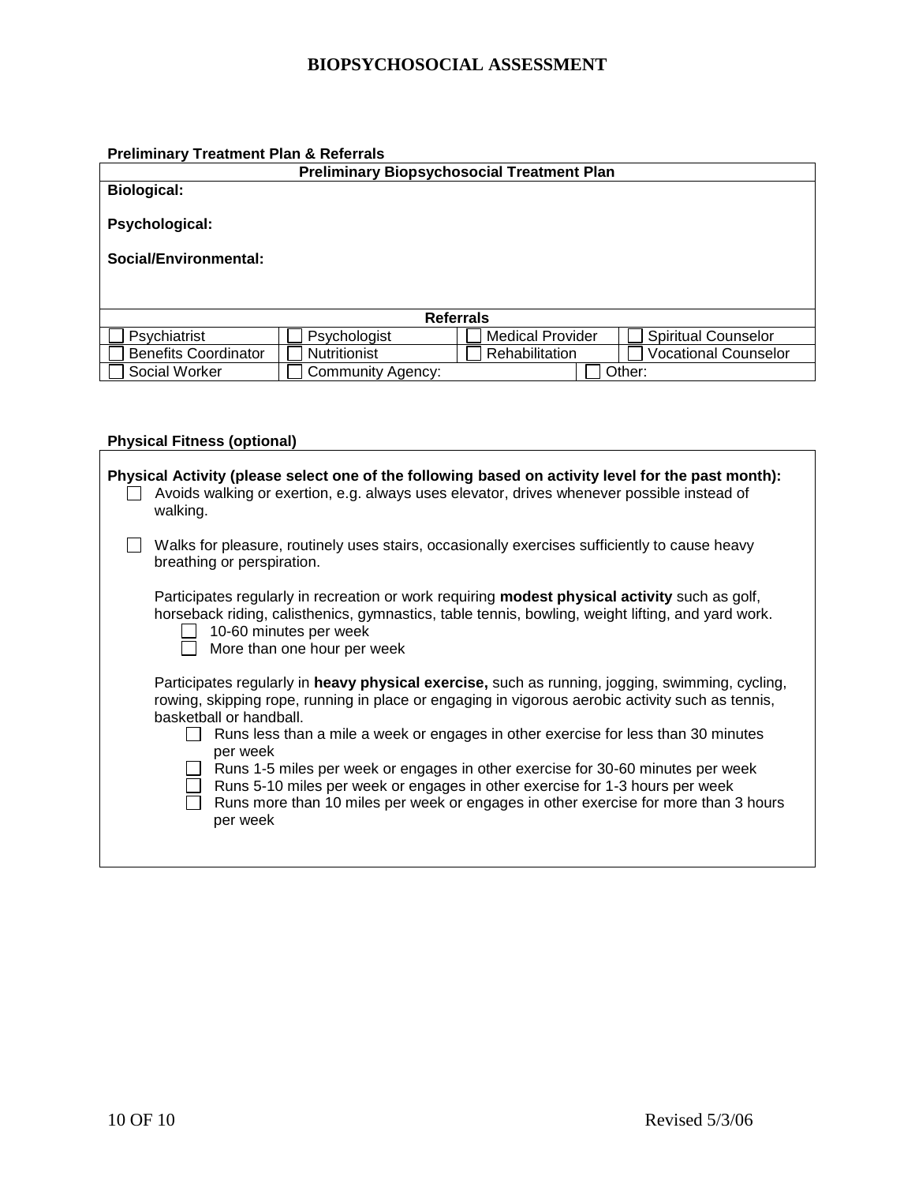# BIOPSYCHOSOCIAL ASSESSMENT

**Preliminary Treatment Plan & Referrals**

| Preliminary Biopsychosocial Treatment Plan |
|---|
| **Biological:**<br><br>**Psychological:**<br><br>**Social/Environmental:** |

| Referrals | | | |
|---|---|---|---|
| ☐ Psychiatrist | ☐ Psychologist | ☐ Medical Provider | ☐ Spiritual Counselor |
| ☐ Benefits Coordinator | ☐ Nutritionist | ☐ Rehabilitation | ☐ Vocational Counselor |
| ☐ Social Worker | ☐ Community Agency: | | ☐ Other: |

**Physical Fitness (optional)**

**Physical Activity (please select one of the following based on activity level for the past month):**

- ☐ Avoids walking or exertion, e.g. always uses elevator, drives whenever possible instead of walking.
- ☐ Walks for pleasure, routinely uses stairs, occasionally exercises sufficiently to cause heavy breathing or perspiration.
- Participates regularly in recreation or work requiring **modest physical activity** such as golf, horseback riding, calisthenics, gymnastics, table tennis, bowling, weight lifting, and yard work.
  - ☐ 10-60 minutes per week
  - ☐ More than one hour per week
- Participates regularly in **heavy physical exercise,** such as running, jogging, swimming, cycling, rowing, skipping rope, running in place or engaging in vigorous aerobic activity such as tennis, basketball or handball.
  - ☐ Runs less than a mile a week or engages in other exercise for less than 30 minutes per week
  - ☐ Runs 1-5 miles per week or engages in other exercise for 30-60 minutes per week
  - ☐ Runs 5-10 miles per week or engages in other exercise for 1-3 hours per week
  - ☐ Runs more than 10 miles per week or engages in other exercise for more than 3 hours per week

Revised 5/3/06